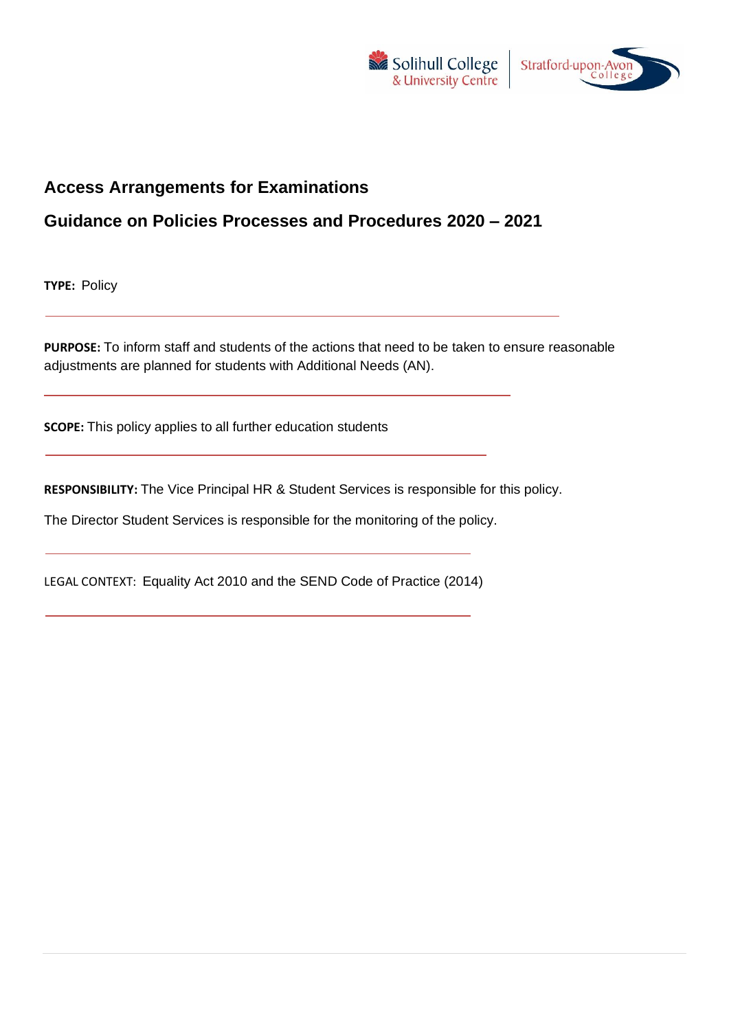# Access Arrangements for Examinations

## Guidance on Policies Processes and Procedures 2020 – 2021

**TYPE:** Policy

---

**PURPOSE:** To inform staff and students of the actions that need to be taken to ensure reasonable adjustments are planned for students with Additional Needs (AN).

---

**SCOPE:** This policy applies to all further education students

---

**RESPONSIBILITY:** The Vice Principal HR & Student Services is responsible for this policy.

The Director Student Services is responsible for the monitoring of the policy.

---

LEGAL CONTEXT: Equality Act 2010 and the SEND Code of Practice (2014)

---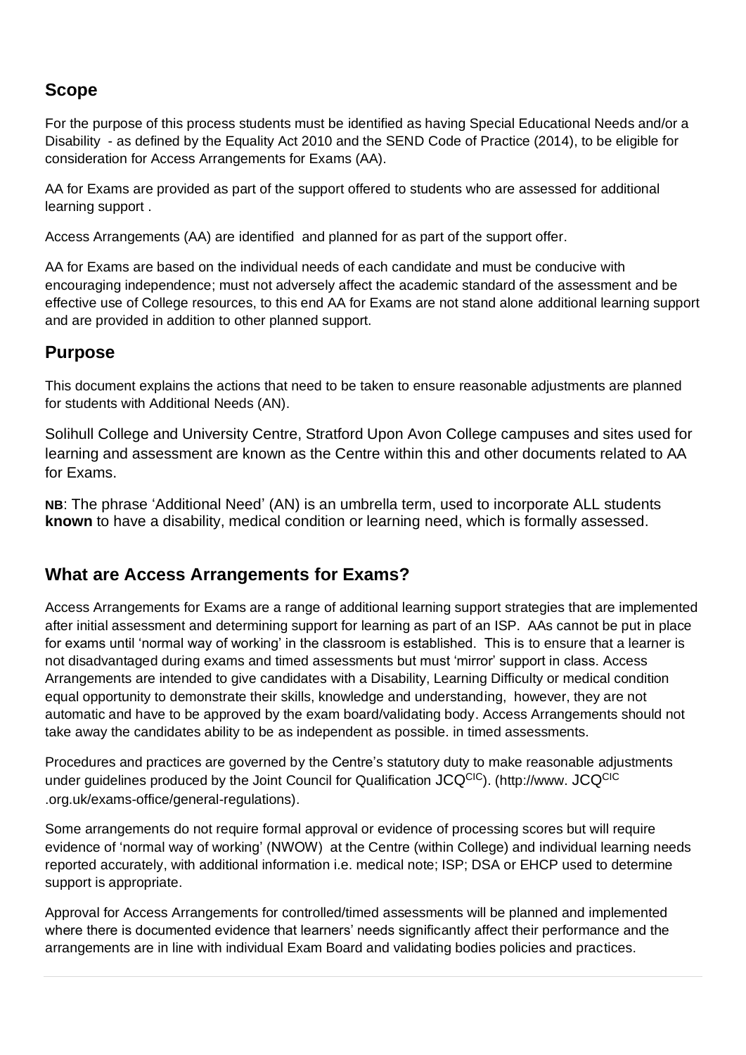## Scope

For the purpose of this process students must be identified as having Special Educational Needs and/or a Disability - as defined by the Equality Act 2010 and the SEND Code of Practice (2014), to be eligible for consideration for Access Arrangements for Exams (AA).

AA for Exams are provided as part of the support offered to students who are assessed for additional learning support .

Access Arrangements (AA) are identified and planned for as part of the support offer.

AA for Exams are based on the individual needs of each candidate and must be conducive with encouraging independence; must not adversely affect the academic standard of the assessment and be effective use of College resources, to this end AA for Exams are not stand alone additional learning support and are provided in addition to other planned support.

## Purpose

This document explains the actions that need to be taken to ensure reasonable adjustments are planned for students with Additional Needs (AN).

Solihull College and University Centre, Stratford Upon Avon College campuses and sites used for learning and assessment are known as the Centre within this and other documents related to AA for Exams.

**NB**: The phrase 'Additional Need' (AN) is an umbrella term, used to incorporate ALL students **known** to have a disability, medical condition or learning need, which is formally assessed.

## What are Access Arrangements for Exams?

Access Arrangements for Exams are a range of additional learning support strategies that are implemented after initial assessment and determining support for learning as part of an ISP. AAs cannot be put in place for exams until 'normal way of working' in the classroom is established. This is to ensure that a learner is not disadvantaged during exams and timed assessments but must 'mirror' support in class. Access Arrangements are intended to give candidates with a Disability, Learning Difficulty or medical condition equal opportunity to demonstrate their skills, knowledge and understanding, however, they are not automatic and have to be approved by the exam board/validating body. Access Arrangements should not take away the candidates ability to be as independent as possible. in timed assessments.

Procedures and practices are governed by the Centre's statutory duty to make reasonable adjustments under guidelines produced by the Joint Council for Qualification JCQ[CIC]). (http://www. JCQ[CIC] .org.uk/exams-office/general-regulations).

Some arrangements do not require formal approval or evidence of processing scores but will require evidence of 'normal way of working' (NWOW) at the Centre (within College) and individual learning needs reported accurately, with additional information i.e. medical note; ISP; DSA or EHCP used to determine support is appropriate.

Approval for Access Arrangements for controlled/timed assessments will be planned and implemented where there is documented evidence that learners' needs significantly affect their performance and the arrangements are in line with individual Exam Board and validating bodies policies and practices.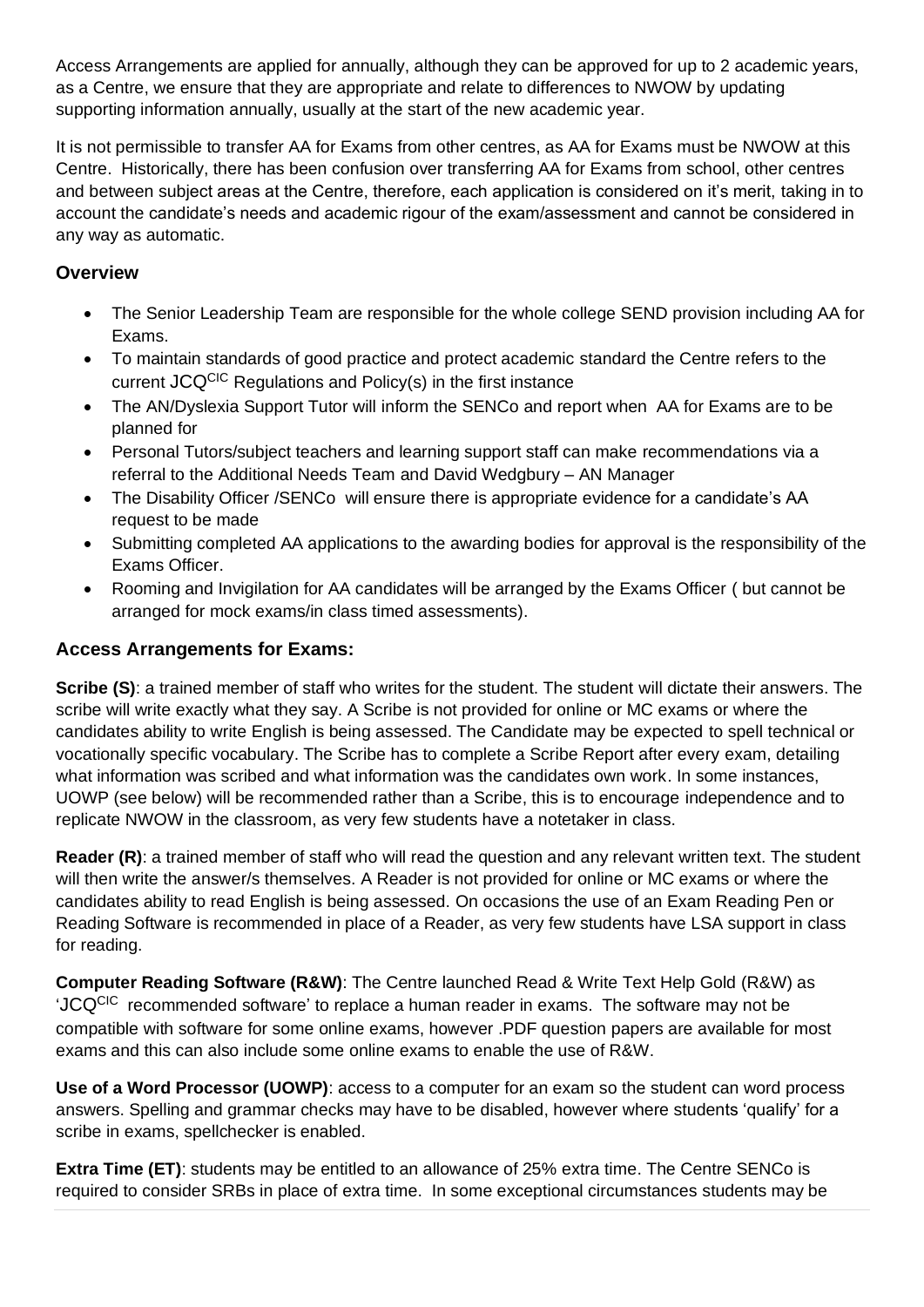Access Arrangements are applied for annually, although they can be approved for up to 2 academic years, as a Centre, we ensure that they are appropriate and relate to differences to NWOW by updating supporting information annually, usually at the start of the new academic year.

It is not permissible to transfer AA for Exams from other centres, as AA for Exams must be NWOW at this Centre. Historically, there has been confusion over transferring AA for Exams from school, other centres and between subject areas at the Centre, therefore, each application is considered on it's merit, taking in to account the candidate's needs and academic rigour of the exam/assessment and cannot be considered in any way as automatic.

### Overview

- The Senior Leadership Team are responsible for the whole college SEND provision including AA for Exams.
- To maintain standards of good practice and protect academic standard the Centre refers to the current JCQ[CIC] Regulations and Policy(s) in the first instance
- The AN/Dyslexia Support Tutor will inform the SENCo and report when AA for Exams are to be planned for
- Personal Tutors/subject teachers and learning support staff can make recommendations via a referral to the Additional Needs Team and David Wedgbury – AN Manager
- The Disability Officer /SENCo will ensure there is appropriate evidence for a candidate's AA request to be made
- Submitting completed AA applications to the awarding bodies for approval is the responsibility of the Exams Officer.
- Rooming and Invigilation for AA candidates will be arranged by the Exams Officer ( but cannot be arranged for mock exams/in class timed assessments).

### Access Arrangements for Exams:

**Scribe (S)**: a trained member of staff who writes for the student. The student will dictate their answers. The scribe will write exactly what they say. A Scribe is not provided for online or MC exams or where the candidates ability to write English is being assessed. The Candidate may be expected to spell technical or vocationally specific vocabulary. The Scribe has to complete a Scribe Report after every exam, detailing what information was scribed and what information was the candidates own work. In some instances, UOWP (see below) will be recommended rather than a Scribe, this is to encourage independence and to replicate NWOW in the classroom, as very few students have a notetaker in class.

**Reader (R)**: a trained member of staff who will read the question and any relevant written text. The student will then write the answer/s themselves. A Reader is not provided for online or MC exams or where the candidates ability to read English is being assessed. On occasions the use of an Exam Reading Pen or Reading Software is recommended in place of a Reader, as very few students have LSA support in class for reading.

**Computer Reading Software (R&W)**: The Centre launched Read & Write Text Help Gold (R&W) as 'JCQ[CIC] recommended software' to replace a human reader in exams. The software may not be compatible with software for some online exams, however .PDF question papers are available for most exams and this can also include some online exams to enable the use of R&W.

**Use of a Word Processor (UOWP)**: access to a computer for an exam so the student can word process answers. Spelling and grammar checks may have to be disabled, however where students 'qualify' for a scribe in exams, spellchecker is enabled.

**Extra Time (ET)**: students may be entitled to an allowance of 25% extra time. The Centre SENCo is required to consider SRBs in place of extra time. In some exceptional circumstances students may be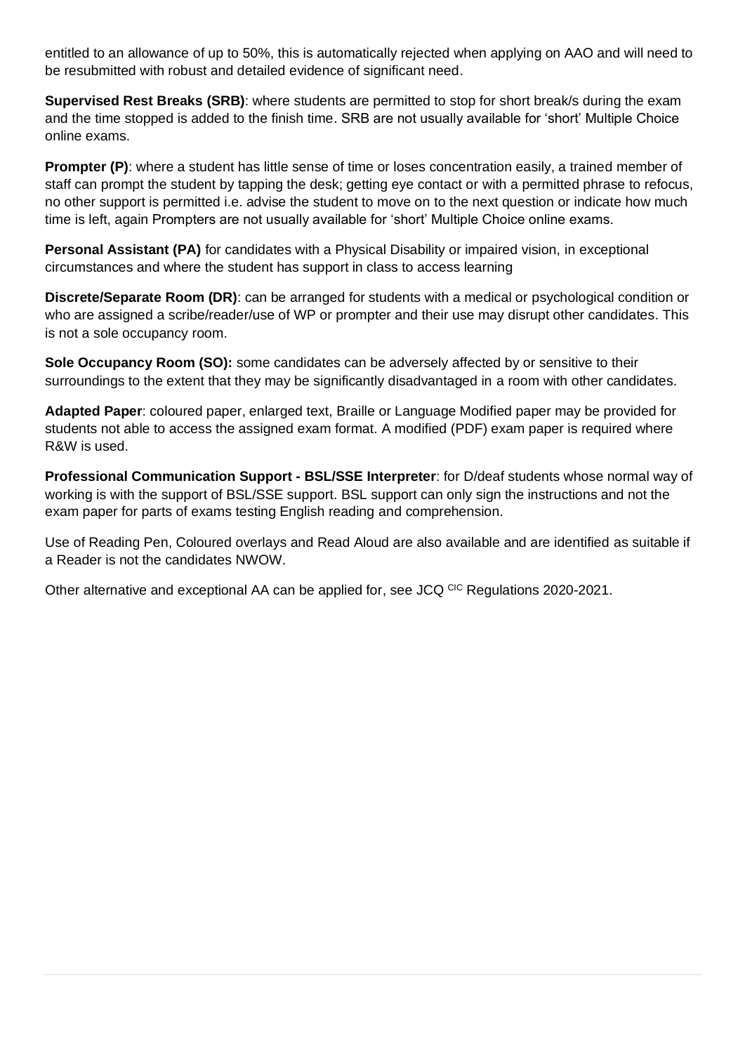entitled to an allowance of up to 50%, this is automatically rejected when applying on AAO and will need to be resubmitted with robust and detailed evidence of significant need.

**Supervised Rest Breaks (SRB)**: where students are permitted to stop for short break/s during the exam and the time stopped is added to the finish time. SRB are not usually available for 'short' Multiple Choice online exams.

**Prompter (P)**: where a student has little sense of time or loses concentration easily, a trained member of staff can prompt the student by tapping the desk; getting eye contact or with a permitted phrase to refocus, no other support is permitted i.e. advise the student to move on to the next question or indicate how much time is left, again Prompters are not usually available for 'short' Multiple Choice online exams.

**Personal Assistant (PA)** for candidates with a Physical Disability or impaired vision, in exceptional circumstances and where the student has support in class to access learning

**Discrete/Separate Room (DR)**: can be arranged for students with a medical or psychological condition or who are assigned a scribe/reader/use of WP or prompter and their use may disrupt other candidates. This is not a sole occupancy room.

**Sole Occupancy Room (SO):** some candidates can be adversely affected by or sensitive to their surroundings to the extent that they may be significantly disadvantaged in a room with other candidates.

**Adapted Paper**: coloured paper, enlarged text, Braille or Language Modified paper may be provided for students not able to access the assigned exam format. A modified (PDF) exam paper is required where R&W is used.

**Professional Communication Support - BSL/SSE Interpreter**: for D/deaf students whose normal way of working is with the support of BSL/SSE support. BSL support can only sign the instructions and not the exam paper for parts of exams testing English reading and comprehension.

Use of Reading Pen, Coloured overlays and Read Aloud are also available and are identified as suitable if a Reader is not the candidates NWOW.

Other alternative and exceptional AA can be applied for, see JCQ [CIC] Regulations 2020-2021.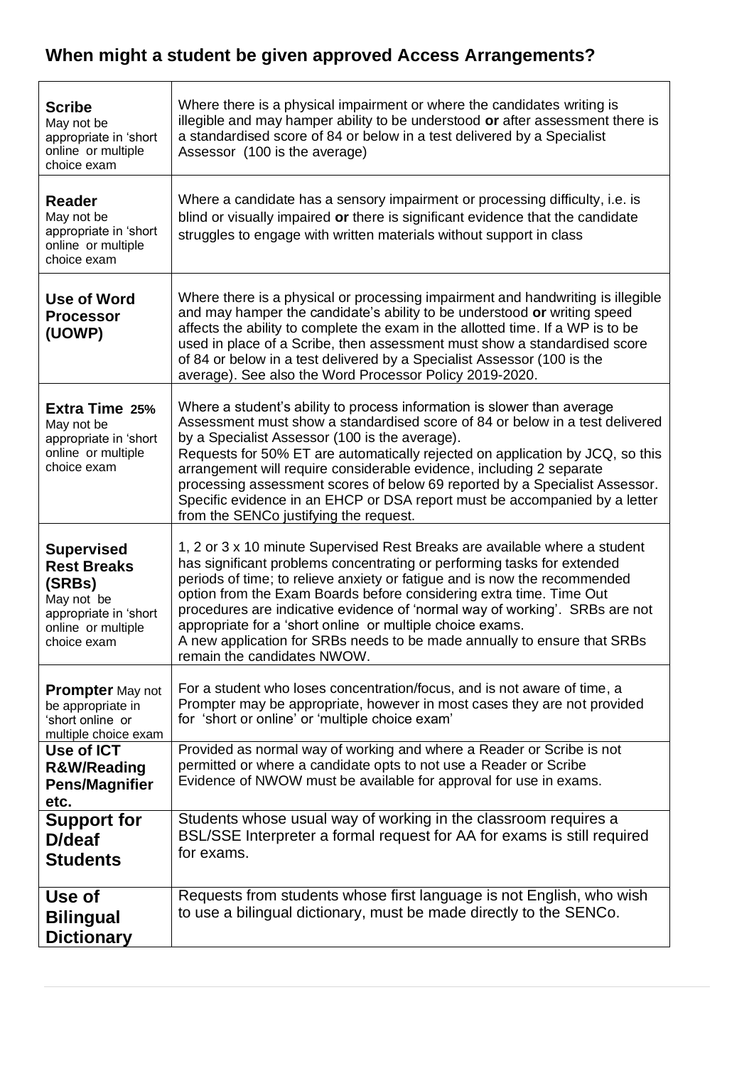## When might a student be given approved Access Arrangements?

| | |
|---|---|
| **Scribe** May not be appropriate in 'short online or multiple choice exam | Where there is a physical impairment or where the candidates writing is illegible and may hamper ability to be understood **or** after assessment there is a standardised score of 84 or below in a test delivered by a Specialist Assessor (100 is the average) |
| **Reader** May not be appropriate in 'short online or multiple choice exam | Where a candidate has a sensory impairment or processing difficulty, i.e. is blind or visually impaired **or** there is significant evidence that the candidate struggles to engage with written materials without support in class |
| **Use of Word Processor (UOWP)** | Where there is a physical or processing impairment and handwriting is illegible and may hamper the candidate's ability to be understood **or** writing speed affects the ability to complete the exam in the allotted time. If a WP is to be used in place of a Scribe, then assessment must show a standardised score of 84 or below in a test delivered by a Specialist Assessor (100 is the average). See also the Word Processor Policy 2019-2020. |
| **Extra Time 25%** May not be appropriate in 'short online or multiple choice exam | Where a student's ability to process information is slower than average Assessment must show a standardised score of 84 or below in a test delivered by a Specialist Assessor (100 is the average).<br>Requests for 50% ET are automatically rejected on application by JCQ, so this arrangement will require considerable evidence, including 2 separate processing assessment scores of below 69 reported by a Specialist Assessor. Specific evidence in an EHCP or DSA report must be accompanied by a letter from the SENCo justifying the request. |
| **Supervised Rest Breaks (SRBs)** May not be appropriate in 'short online or multiple choice exam | 1, 2 or 3 x 10 minute Supervised Rest Breaks are available where a student has significant problems concentrating or performing tasks for extended periods of time; to relieve anxiety or fatigue and is now the recommended option from the Exam Boards before considering extra time. Time Out procedures are indicative evidence of 'normal way of working'. SRBs are not appropriate for a 'short online or multiple choice exams.<br>A new application for SRBs needs to be made annually to ensure that SRBs remain the candidates NWOW. |
| **Prompter** May not be appropriate in 'short online or multiple choice exam | For a student who loses concentration/focus, and is not aware of time, a Prompter may be appropriate, however in most cases they are not provided for 'short or online' or 'multiple choice exam' |
| **Use of ICT R&W/Reading Pens/Magnifier etc.** | Provided as normal way of working and where a Reader or Scribe is not permitted or where a candidate opts to not use a Reader or Scribe<br>Evidence of NWOW must be available for approval for use in exams. |
| **Support for D/deaf Students** | Students whose usual way of working in the classroom requires a BSL/SSE Interpreter a formal request for AA for exams is still required for exams. |
| **Use of Bilingual Dictionary** | Requests from students whose first language is not English, who wish to use a bilingual dictionary, must be made directly to the SENCo. |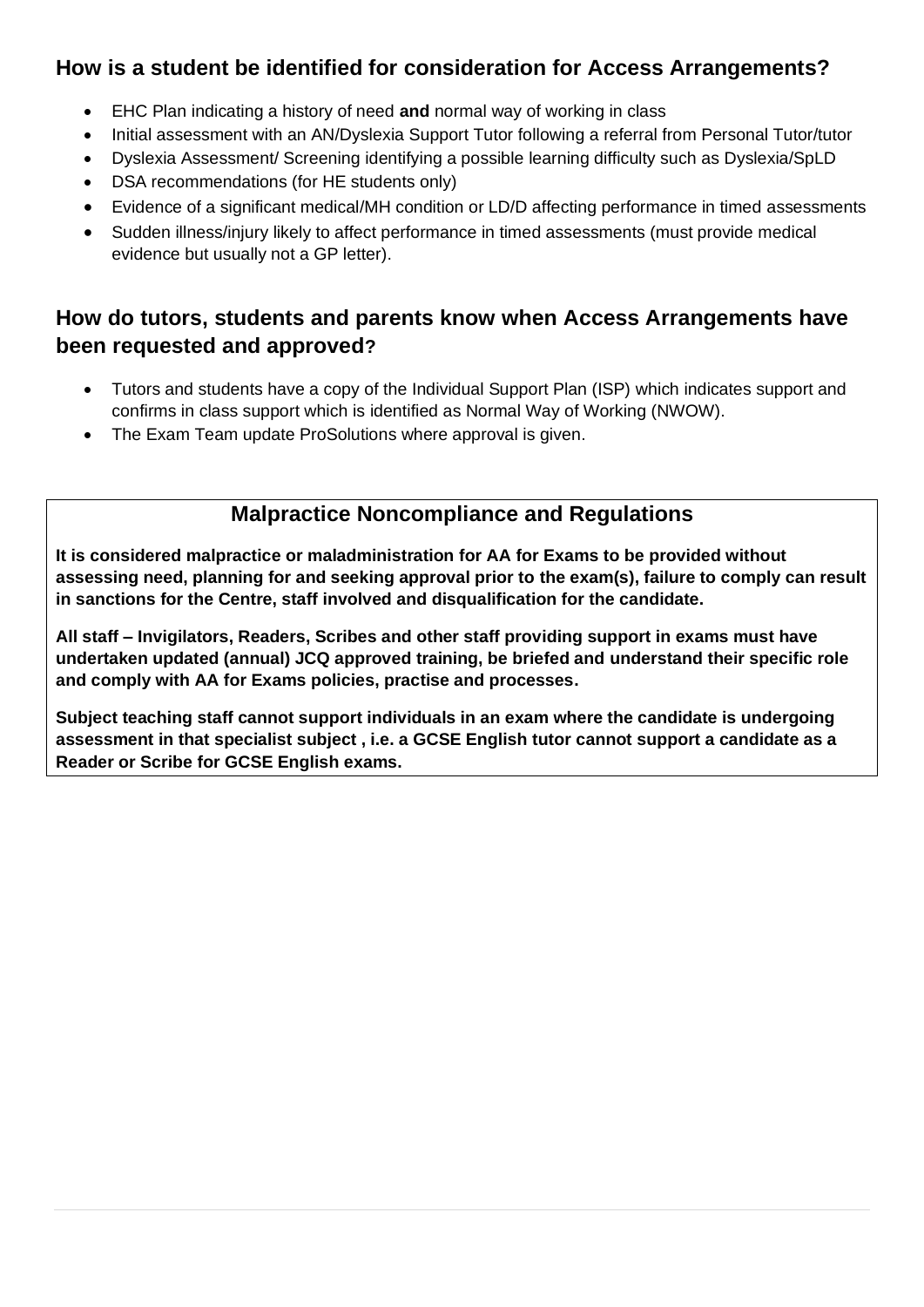## How is a student be identified for consideration for Access Arrangements?

- EHC Plan indicating a history of need **and** normal way of working in class
- Initial assessment with an AN/Dyslexia Support Tutor following a referral from Personal Tutor/tutor
- Dyslexia Assessment/ Screening identifying a possible learning difficulty such as Dyslexia/SpLD
- DSA recommendations (for HE students only)
- Evidence of a significant medical/MH condition or LD/D affecting performance in timed assessments
- Sudden illness/injury likely to affect performance in timed assessments (must provide medical evidence but usually not a GP letter).

## How do tutors, students and parents know when Access Arrangements have been requested and approved?

- Tutors and students have a copy of the Individual Support Plan (ISP) which indicates support and confirms in class support which is identified as Normal Way of Working (NWOW).
- The Exam Team update ProSolutions where approval is given.

## Malpractice Noncompliance and Regulations

**It is considered malpractice or maladministration for AA for Exams to be provided without assessing need, planning for and seeking approval prior to the exam(s), failure to comply can result in sanctions for the Centre, staff involved and disqualification for the candidate.**

**All staff – Invigilators, Readers, Scribes and other staff providing support in exams must have undertaken updated (annual) JCQ approved training, be briefed and understand their specific role and comply with AA for Exams policies, practise and processes.**

**Subject teaching staff cannot support individuals in an exam where the candidate is undergoing assessment in that specialist subject , i.e. a GCSE English tutor cannot support a candidate as a Reader or Scribe for GCSE English exams.**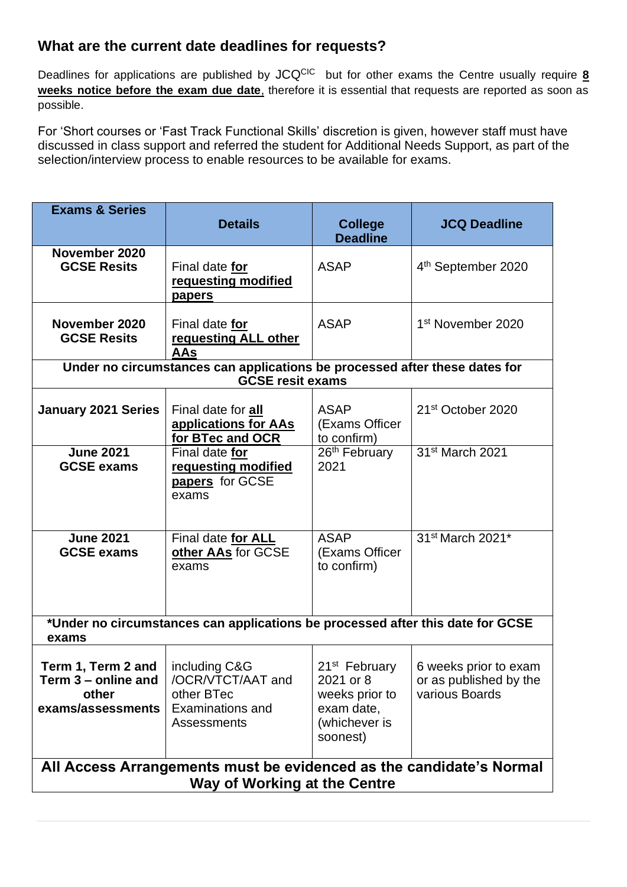## What are the current date deadlines for requests?

Deadlines for applications are published by JCQ[CIC] but for other exams the Centre usually require **8 weeks notice before the exam due date**, therefore it is essential that requests are reported as soon as possible.

For 'Short courses or 'Fast Track Functional Skills' discretion is given, however staff must have discussed in class support and referred the student for Additional Needs Support, as part of the selection/interview process to enable resources to be available for exams.

| Exams & Series | Details | College Deadline | JCQ Deadline |
|---|---|---|---|
| **November 2020 GCSE Resits** | Final date **for requesting modified papers** | ASAP | 4th September 2020 |
| **November 2020 GCSE Resits** | Final date **for requesting ALL other AAs** | ASAP | 1st November 2020 |
| **Under no circumstances can applications be processed after these dates for GCSE resit exams** | | | |
| **January 2021 Series** | Final date for **all applications for AAs for BTec and OCR** | ASAP (Exams Officer to confirm) | 21st October 2020 |
| **June 2021 GCSE exams** | Final date **for requesting modified papers** for GCSE exams | 26th February 2021 | 31st March 2021 |
| **June 2021 GCSE exams** | Final date **for ALL other AAs** for GCSE exams | ASAP (Exams Officer to confirm) | 31st March 2021* |
| ***Under no circumstances can applications be processed after this date for GCSE exams** | | | |
| **Term 1, Term 2 and Term 3 – online and other exams/assessments** | including C&G /OCR/VTCT/AAT and other BTec Examinations and Assessments | 21st February 2021 or 8 weeks prior to exam date, (whichever is soonest) | 6 weeks prior to exam or as published by the various Boards |
| **All Access Arrangements must be evidenced as the candidate's Normal Way of Working at the Centre** | | | |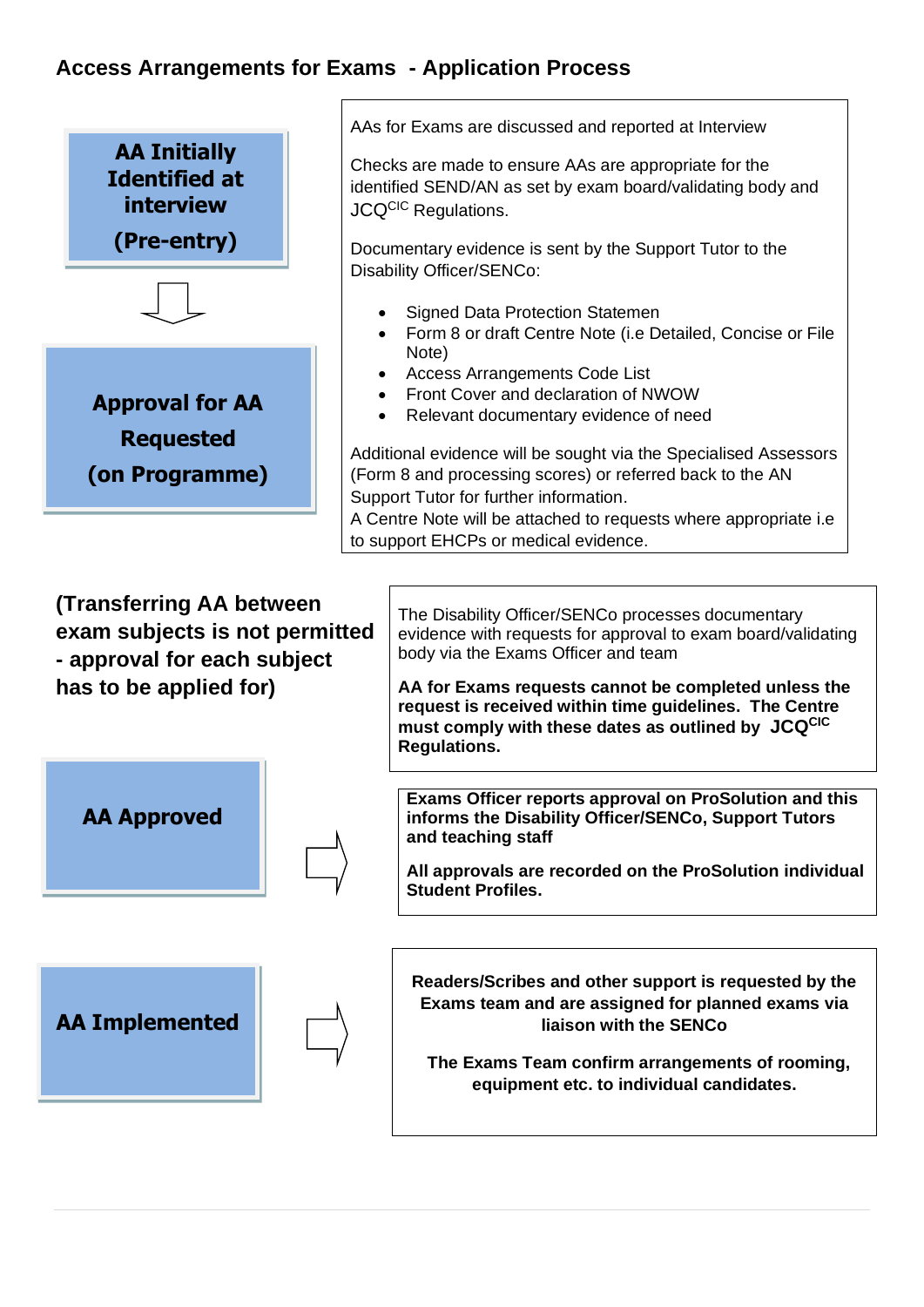## Access Arrangements for Exams - Application Process

**AA Initially Identified at interview**

**(Pre-entry)**

AAs for Exams are discussed and reported at Interview

Checks are made to ensure AAs are appropriate for the identified SEND/AN as set by exam board/validating body and JCQ[CIC] Regulations.

Documentary evidence is sent by the Support Tutor to the Disability Officer/SENCo:

- Signed Data Protection Statemen
- Form 8 or draft Centre Note (i.e Detailed, Concise or File Note)
- Access Arrangements Code List
- Front Cover and declaration of NWOW
- Relevant documentary evidence of need

Additional evidence will be sought via the Specialised Assessors (Form 8 and processing scores) or referred back to the AN Support Tutor for further information.

A Centre Note will be attached to requests where appropriate i.e to support EHCPs or medical evidence.

**Approval for AA Requested**

**(on Programme)**

**(Transferring AA between exam subjects is not permitted - approval for each subject has to be applied for)**

The Disability Officer/SENCo processes documentary evidence with requests for approval to exam board/validating body via the Exams Officer and team

**AA for Exams requests cannot be completed unless the request is received within time guidelines. The Centre must comply with these dates as outlined by JCQ[CIC] Regulations.**

**AA Approved**

**Exams Officer reports approval on ProSolution and this informs the Disability Officer/SENCo, Support Tutors and teaching staff**

**All approvals are recorded on the ProSolution individual Student Profiles.**

**AA Implemented**

**Readers/Scribes and other support is requested by the Exams team and are assigned for planned exams via liaison with the SENCo**

**The Exams Team confirm arrangements of rooming, equipment etc. to individual candidates.**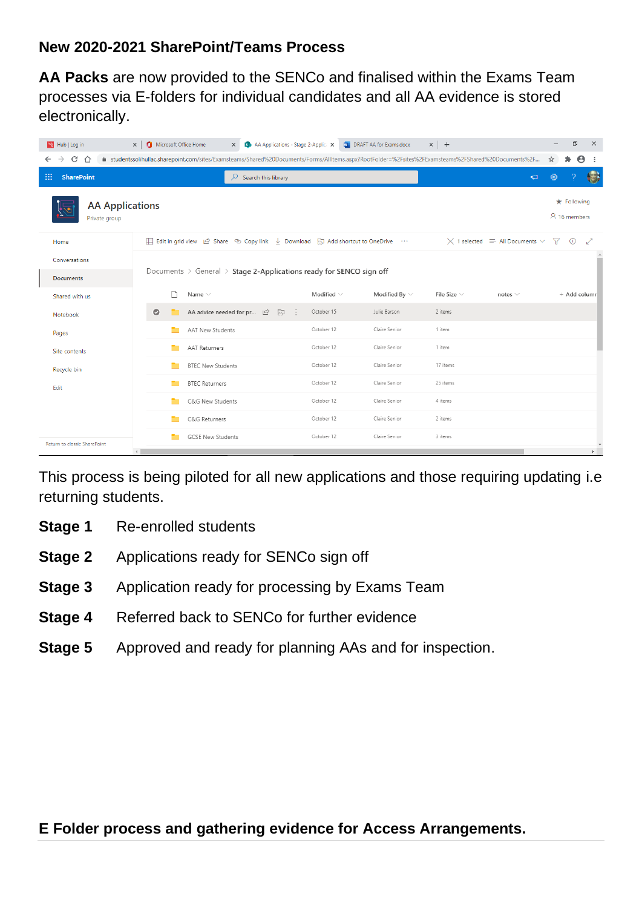## New 2020-2021 SharePoint/Teams Process

**AA Packs** are now provided to the SENCo and finalised within the Exams Team processes via E-folders for individual candidates and all AA evidence is stored electronically.

This process is being piloted for all new applications and those requiring updating i.e returning students.

**Stage 1** Re-enrolled students

**Stage 2** Applications ready for SENCo sign off

**Stage 3** Application ready for processing by Exams Team

**Stage 4** Referred back to SENCo for further evidence

**Stage 5** Approved and ready for planning AAs and for inspection.

## E Folder process and gathering evidence for Access Arrangements.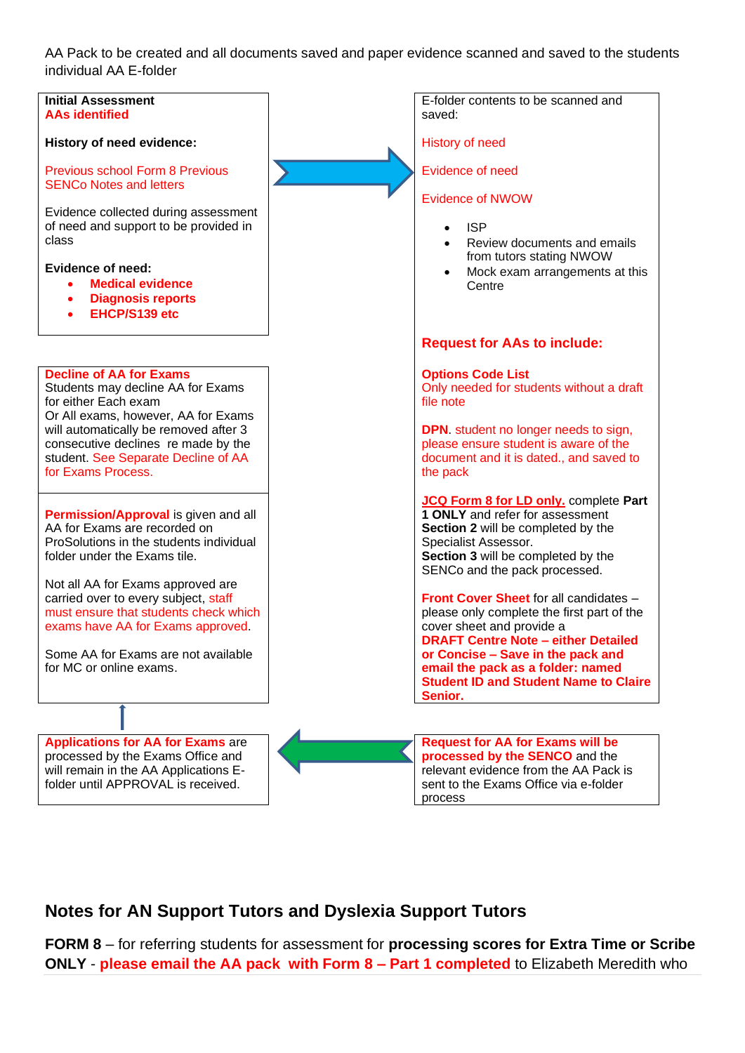AA Pack to be created and all documents saved and paper evidence scanned and saved to the students individual AA E-folder

**Initial Assessment**
**AAs identified**

**History of need evidence:**

Previous school Form 8 Previous SENCo Notes and letters

Evidence collected during assessment of need and support to be provided in class

**Evidence of need:**

- **Medical evidence**
- **Diagnosis reports**
- **EHCP/S139 etc**

E-folder contents to be scanned and saved:

History of need

Evidence of need

Evidence of NWOW

- ISP
- Review documents and emails from tutors stating NWOW
- Mock exam arrangements at this Centre

**Request for AAs to include:**

**Options Code List**
Only needed for students without a draft file note

**DPN**. student no longer needs to sign, please ensure student is aware of the document and it is dated., and saved to the pack

**JCQ Form 8 for LD only.** complete **Part 1 ONLY** and refer for assessment
**Section 2** will be completed by the Specialist Assessor.
**Section 3** will be completed by the SENCo and the pack processed.

**Front Cover Sheet** for all candidates – please only complete the first part of the cover sheet and provide a **DRAFT Centre Note – either Detailed or Concise – Save in the pack and email the pack as a folder: named Student ID and Student Name to Claire Senior.**

**Request for AA for Exams will be processed by the SENCO** and the relevant evidence from the AA Pack is sent to the Exams Office via e-folder process

**Applications for AA for Exams** are processed by the Exams Office and will remain in the AA Applications E-folder until APPROVAL is received.

**Permission/Approval** is given and all AA for Exams are recorded on ProSolutions in the students individual folder under the Exams tile.

Not all AA for Exams approved are carried over to every subject, staff must ensure that students check which exams have AA for Exams approved.

Some AA for Exams are not available for MC or online exams.

**Decline of AA for Exams**
Students may decline AA for Exams for either Each exam
Or All exams, however, AA for Exams will automatically be removed after 3 consecutive declines re made by the student. See Separate Decline of AA for Exams Process.

## Notes for AN Support Tutors and Dyslexia Support Tutors

**FORM 8** – for referring students for assessment for **processing scores for Extra Time or Scribe ONLY** - **please email the AA pack with Form 8 – Part 1 completed** to Elizabeth Meredith who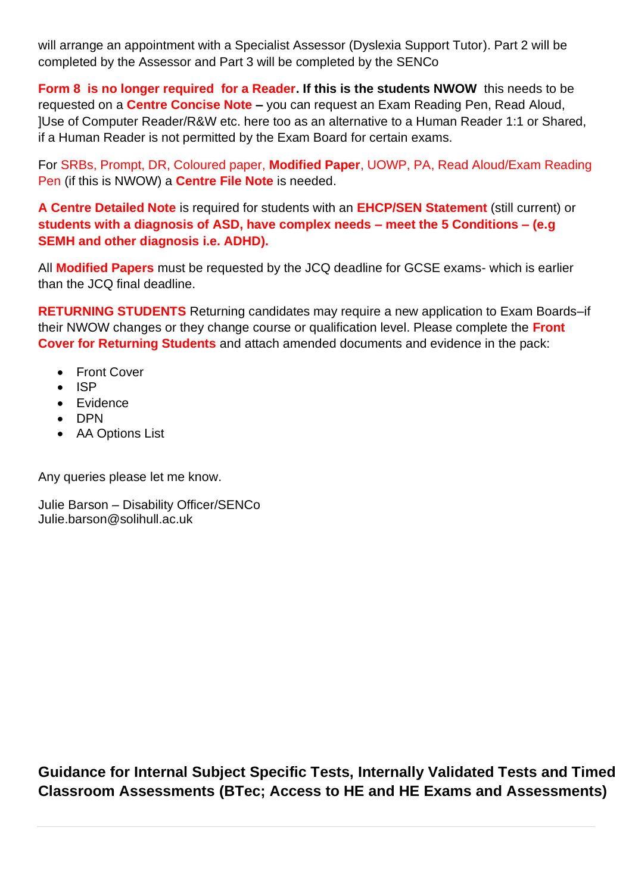will arrange an appointment with a Specialist Assessor (Dyslexia Support Tutor). Part 2 will be completed by the Assessor and Part 3 will be completed by the SENCo

**Form 8 is no longer required for a Reader. If this is the students NWOW** this needs to be requested on a **Centre Concise Note –** you can request an Exam Reading Pen, Read Aloud, ]Use of Computer Reader/R&W etc. here too as an alternative to a Human Reader 1:1 or Shared, if a Human Reader is not permitted by the Exam Board for certain exams.

For SRBs, Prompt, DR, Coloured paper, **Modified Paper**, UOWP, PA, Read Aloud/Exam Reading Pen (if this is NWOW) a **Centre File Note** is needed.

**A Centre Detailed Note** is required for students with an **EHCP/SEN Statement** (still current) or **students with a diagnosis of ASD, have complex needs – meet the 5 Conditions – (e.g SEMH and other diagnosis i.e. ADHD).**

All **Modified Papers** must be requested by the JCQ deadline for GCSE exams- which is earlier than the JCQ final deadline.

**RETURNING STUDENTS** Returning candidates may require a new application to Exam Boards–if their NWOW changes or they change course or qualification level. Please complete the **Front Cover for Returning Students** and attach amended documents and evidence in the pack:

- Front Cover
- ISP
- Evidence
- DPN
- AA Options List

Any queries please let me know.

Julie Barson – Disability Officer/SENCo
Julie.barson@solihull.ac.uk

## Guidance for Internal Subject Specific Tests, Internally Validated Tests and Timed Classroom Assessments (BTec; Access to HE and HE Exams and Assessments)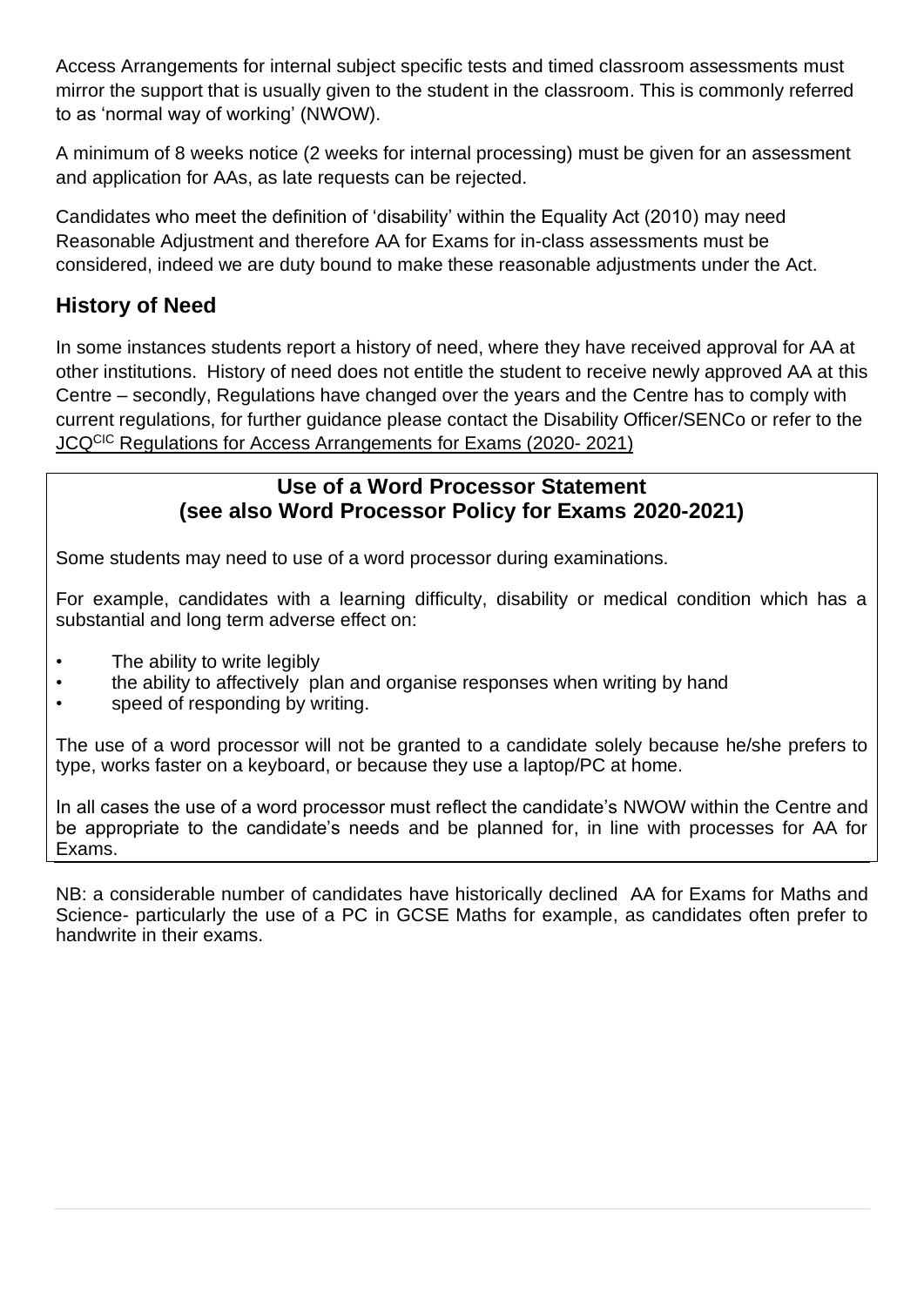Access Arrangements for internal subject specific tests and timed classroom assessments must mirror the support that is usually given to the student in the classroom. This is commonly referred to as 'normal way of working' (NWOW).

A minimum of 8 weeks notice (2 weeks for internal processing) must be given for an assessment and application for AAs, as late requests can be rejected.

Candidates who meet the definition of 'disability' within the Equality Act (2010) may need Reasonable Adjustment and therefore AA for Exams for in-class assessments must be considered, indeed we are duty bound to make these reasonable adjustments under the Act.

## History of Need

In some instances students report a history of need, where they have received approval for AA at other institutions. History of need does not entitle the student to receive newly approved AA at this Centre – secondly, Regulations have changed over the years and the Centre has to comply with current regulations, for further guidance please contact the Disability Officer/SENCo or refer to the JCQ[CIC] Regulations for Access Arrangements for Exams (2020- 2021)

### Use of a Word Processor Statement (see also Word Processor Policy for Exams 2020-2021)

Some students may need to use of a word processor during examinations.

For example, candidates with a learning difficulty, disability or medical condition which has a substantial and long term adverse effect on:

- The ability to write legibly
- the ability to affectively plan and organise responses when writing by hand
- speed of responding by writing.

The use of a word processor will not be granted to a candidate solely because he/she prefers to type, works faster on a keyboard, or because they use a laptop/PC at home.

In all cases the use of a word processor must reflect the candidate's NWOW within the Centre and be appropriate to the candidate's needs and be planned for, in line with processes for AA for Exams.

NB: a considerable number of candidates have historically declined AA for Exams for Maths and Science- particularly the use of a PC in GCSE Maths for example, as candidates often prefer to handwrite in their exams.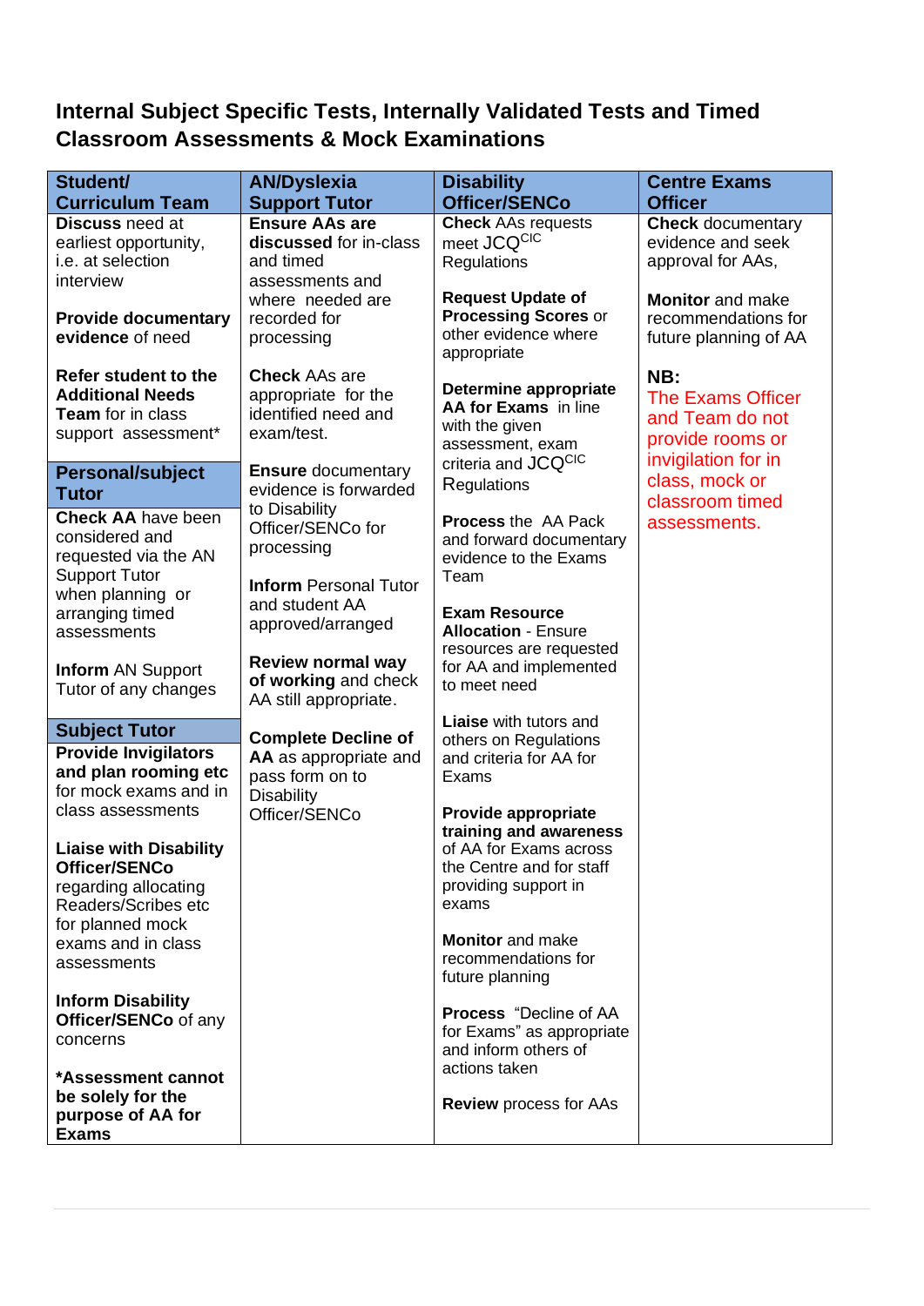## Internal Subject Specific Tests, Internally Validated Tests and Timed Classroom Assessments & Mock Examinations

| Student/ Curriculum Team | AN/Dyslexia Support Tutor | Disability Officer/SENCo | Centre Exams Officer |
|---|---|---|---|
| **Discuss** need at earliest opportunity, i.e. at selection interview<br><br>**Provide documentary evidence** of need<br><br>**Refer student to the Additional Needs Team** for in class support assessment*<br><br>**Personal/subject Tutor**<br><br>**Check AA** have been considered and requested via the AN Support Tutor when planning or arranging timed assessments<br><br>**Inform** AN Support Tutor of any changes<br><br>**Subject Tutor**<br><br>**Provide Invigilators and plan rooming etc** for mock exams and in class assessments<br><br>**Liaise with Disability Officer/SENCo** regarding allocating Readers/Scribes etc for planned mock exams and in class assessments<br><br>**Inform Disability Officer/SENCo** of any concerns<br><br>***Assessment cannot be solely for the purpose of AA for Exams** | **Ensure AAs are discussed** for in-class and timed assessments and where needed are recorded for processing<br><br>**Check** AAs are appropriate for the identified need and exam/test.<br><br>**Ensure** documentary evidence is forwarded to Disability Officer/SENCo for processing<br><br>**Inform** Personal Tutor and student AA approved/arranged<br><br>**Review normal way of working** and check AA still appropriate.<br><br>**Complete Decline of AA** as appropriate and pass form on to Disability Officer/SENCo | **Check** AAs requests meet JCQ[CIC] Regulations<br><br>**Request Update of Processing Scores** or other evidence where appropriate<br><br>**Determine appropriate AA for Exams** in line with the given assessment, exam criteria and JCQ[CIC] Regulations<br><br>**Process** the AA Pack and forward documentary evidence to the Exams Team<br><br>**Exam Resource Allocation** - Ensure resources are requested for AA and implemented to meet need<br><br>**Liaise** with tutors and others on Regulations and criteria for AA for Exams<br><br>**Provide appropriate training and awareness** of AA for Exams across the Centre and for staff providing support in exams<br><br>**Monitor** and make recommendations for future planning<br><br>**Process** "Decline of AA for Exams" as appropriate and inform others of actions taken<br><br>**Review** process for AAs | **Check** documentary evidence and seek approval for AAs,<br><br>**Monitor** and make recommendations for future planning of AA<br><br>**NB:**<br>The Exams Officer and Team do not provide rooms or invigilation for in class, mock or classroom timed assessments. |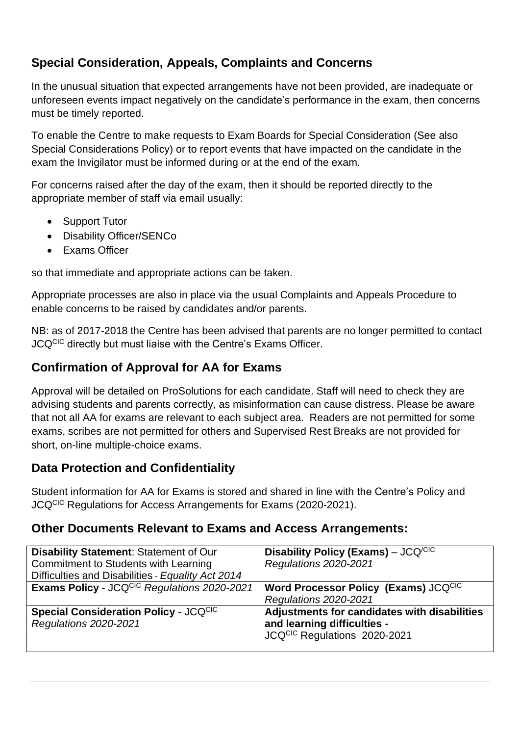## Special Consideration, Appeals, Complaints and Concerns

In the unusual situation that expected arrangements have not been provided, are inadequate or unforeseen events impact negatively on the candidate's performance in the exam, then concerns must be timely reported.

To enable the Centre to make requests to Exam Boards for Special Consideration (See also Special Considerations Policy) or to report events that have impacted on the candidate in the exam the Invigilator must be informed during or at the end of the exam.

For concerns raised after the day of the exam, then it should be reported directly to the appropriate member of staff via email usually:

- Support Tutor
- Disability Officer/SENCo
- Exams Officer

so that immediate and appropriate actions can be taken.

Appropriate processes are also in place via the usual Complaints and Appeals Procedure to enable concerns to be raised by candidates and/or parents.

NB: as of 2017-2018 the Centre has been advised that parents are no longer permitted to contact JCQ[CIC] directly but must liaise with the Centre's Exams Officer.

## Confirmation of Approval for AA for Exams

Approval will be detailed on ProSolutions for each candidate. Staff will need to check they are advising students and parents correctly, as misinformation can cause distress. Please be aware that not all AA for exams are relevant to each subject area. Readers are not permitted for some exams, scribes are not permitted for others and Supervised Rest Breaks are not provided for short, on-line multiple-choice exams.

## Data Protection and Confidentiality

Student information for AA for Exams is stored and shared in line with the Centre's Policy and JCQ[CIC] Regulations for Access Arrangements for Exams (2020-2021).

## Other Documents Relevant to Exams and Access Arrangements:

| | |
|---|---|
| **Disability Statement**: Statement of Our Commitment to Students with Learning Difficulties and Disabilities - *Equality Act 2014* | **Disability Policy (Exams)** – JCQ[/CIC] *Regulations 2020-2021* |
| **Exams Policy** - JCQ[CIC] *Regulations 2020-2021* | **Word Processor Policy (Exams)** JCQ[CIC] *Regulations 2020-2021* |
| **Special Consideration Policy** - JCQ[CIC] *Regulations 2020-2021* | **Adjustments for candidates with disabilities and learning difficulties -** JCQ[CIC] Regulations 2020-2021 |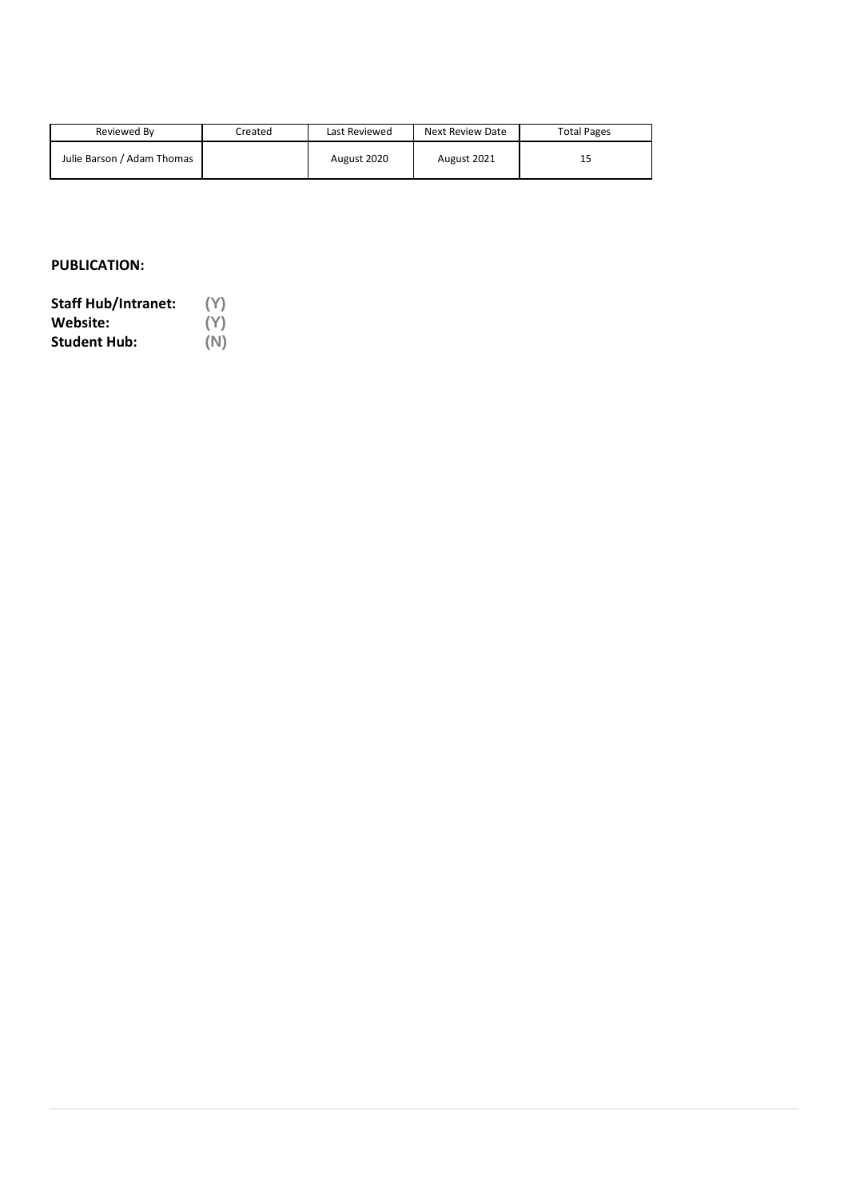| Reviewed By | Created | Last Reviewed | Next Review Date | Total Pages |
| --- | --- | --- | --- | --- |
| Julie Barson / Adam Thomas | | August 2020 | August 2021 | 15 |

**PUBLICATION:**

**Staff Hub/Intranet:** (Y)
**Website:** (Y)
**Student Hub:** (N)